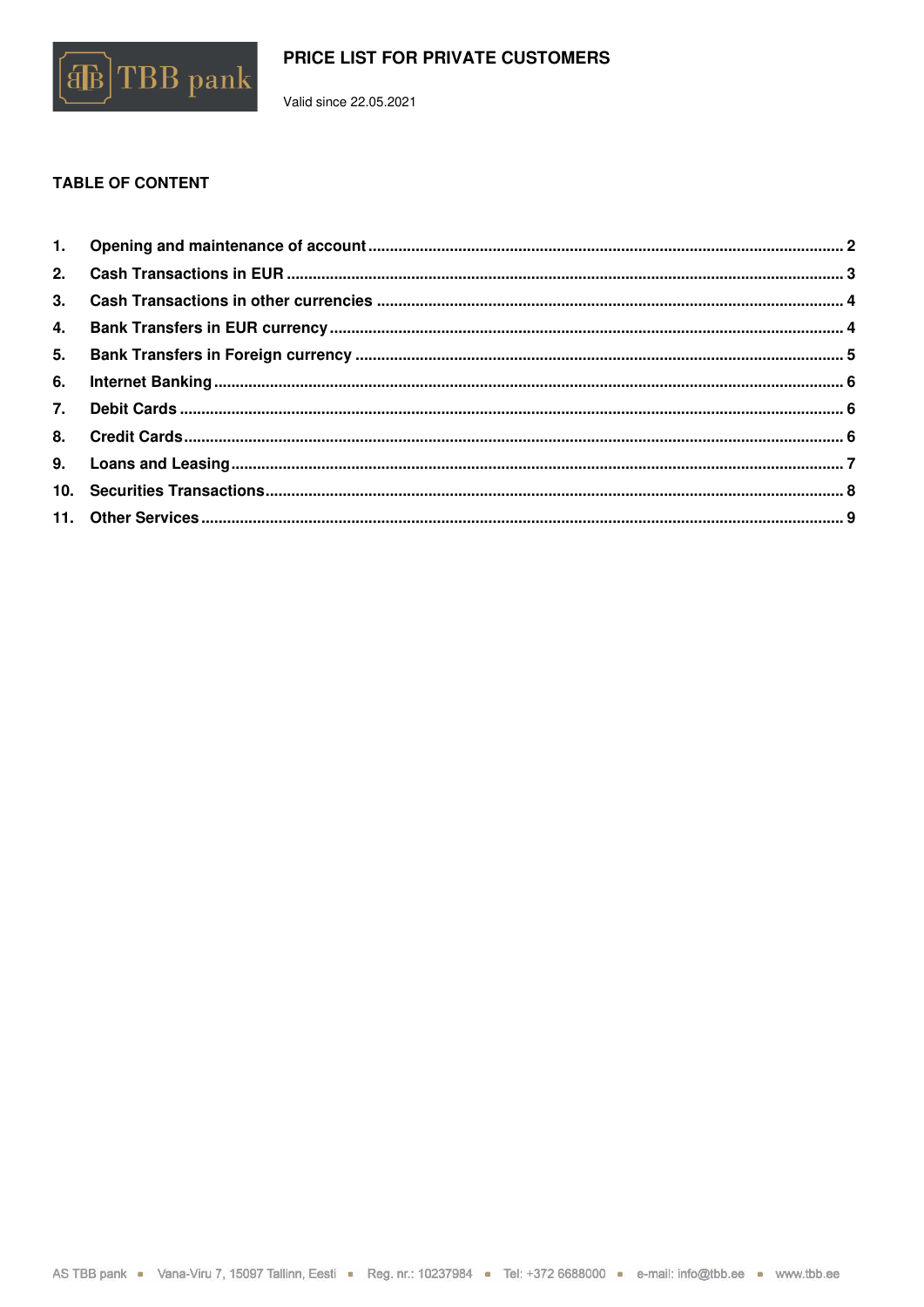# PRICE LIST FOR PRIVATE CUSTOMERS

Valid since 22.05.2021

## TABLE OF CONTENT

1. **Opening and maintenance of account** ..... 2
2. **Cash Transactions in EUR** ..... 3
3. **Cash Transactions in other currencies** ..... 4
4. **Bank Transfers in EUR currency** ..... 4
5. **Bank Transfers in Foreign currency** ..... 5
6. **Internet Banking** ..... 6
7. **Debit Cards** ..... 6
8. **Credit Cards** ..... 6
9. **Loans and Leasing** ..... 7
10. **Securities Transactions** ..... 8
11. **Other Services** ..... 9

AS TBB pank ▪ Vana-Viru 7, 15097 Tallinn, Eesti ▪ Reg. nr.: 10237984 ▪ Tel: +372 6688000 ▪ e-mail: info@tbb.ee ▪ www.tbb.ee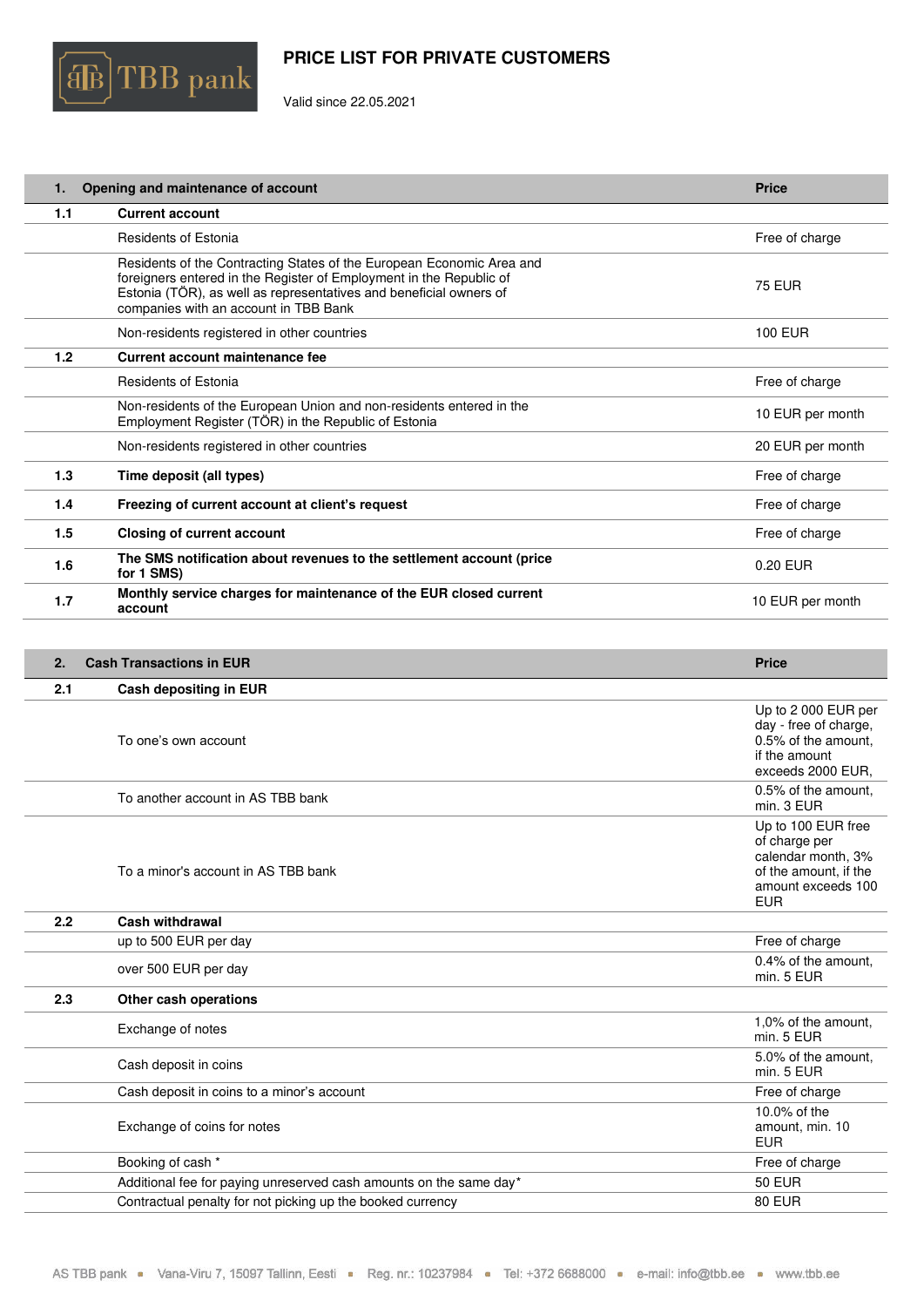# PRICE LIST FOR PRIVATE CUSTOMERS

Valid since 22.05.2021

| 1. | Opening and maintenance of account | Price |
|---|---|---|
| **1.1** | **Current account** | |
| | Residents of Estonia | Free of charge |
| | Residents of the Contracting States of the European Economic Area and foreigners entered in the Register of Employment in the Republic of Estonia (TÖR), as well as representatives and beneficial owners of companies with an account in TBB Bank | 75 EUR |
| | Non-residents registered in other countries | 100 EUR |
| **1.2** | **Current account maintenance fee** | |
| | Residents of Estonia | Free of charge |
| | Non-residents of the European Union and non-residents entered in the Employment Register (TÖR) in the Republic of Estonia | 10 EUR per month |
| | Non-residents registered in other countries | 20 EUR per month |
| **1.3** | **Time deposit (all types)** | Free of charge |
| **1.4** | **Freezing of current account at client's request** | Free of charge |
| **1.5** | **Closing of current account** | Free of charge |
| **1.6** | **The SMS notification about revenues to the settlement account (price for 1 SMS)** | 0.20 EUR |
| **1.7** | **Monthly service charges for maintenance of the EUR closed current account** | 10 EUR per month |

| 2. | Cash Transactions in EUR | Price |
|---|---|---|
| **2.1** | **Cash depositing in EUR** | |
| | To one's own account | Up to 2 000 EUR per day - free of charge, 0.5% of the amount, if the amount exceeds 2000 EUR, |
| | To another account in AS TBB bank | 0.5% of the amount, min. 3 EUR |
| | To a minor's account in AS TBB bank | Up to 100 EUR free of charge per calendar month, 3% of the amount, if the amount exceeds 100 EUR |
| **2.2** | **Cash withdrawal** | |
| | up to 500 EUR per day | Free of charge |
| | over 500 EUR per day | 0.4% of the amount, min. 5 EUR |
| **2.3** | **Other cash operations** | |
| | Exchange of notes | 1,0% of the amount, min. 5 EUR |
| | Cash deposit in coins | 5.0% of the amount, min. 5 EUR |
| | Cash deposit in coins to a minor's account | Free of charge |
| | Exchange of coins for notes | 10.0% of the amount, min. 10 EUR |
| | Booking of cash * | Free of charge |
| | Additional fee for paying unreserved cash amounts on the same day* | 50 EUR |
| | Contractual penalty for not picking up the booked currency | 80 EUR |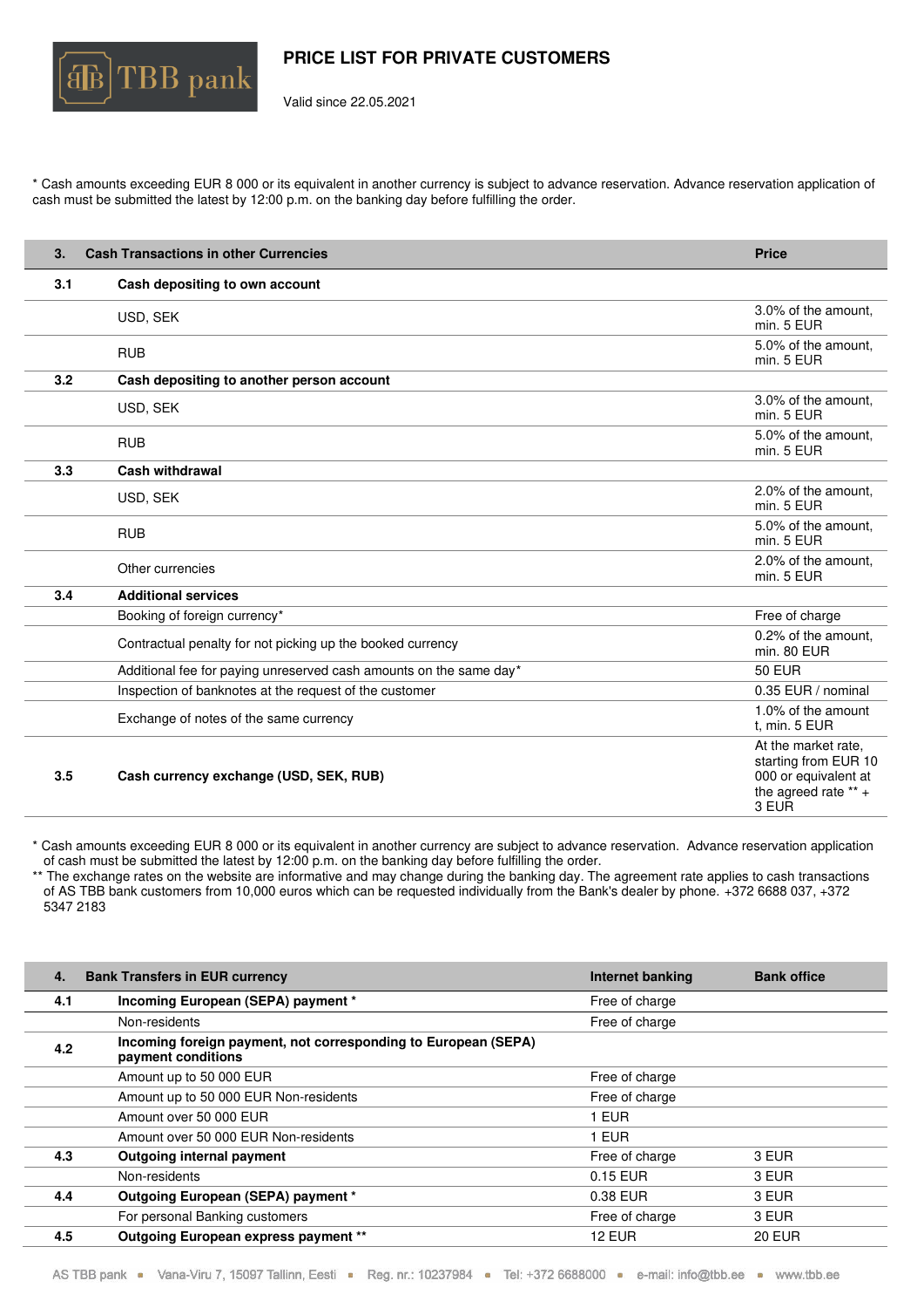# PRICE LIST FOR PRIVATE CUSTOMERS

Valid since 22.05.2021

* Cash amounts exceeding EUR 8 000 or its equivalent in another currency is subject to advance reservation. Advance reservation application of cash must be submitted the latest by 12:00 p.m. on the banking day before fulfilling the order.

| 3. | Cash Transactions in other Currencies | Price |
|---|---|---|
| 3.1 | **Cash depositing to own account** | |
| | USD, SEK | 3.0% of the amount, min. 5 EUR |
| | RUB | 5.0% of the amount, min. 5 EUR |
| 3.2 | **Cash depositing to another person account** | |
| | USD, SEK | 3.0% of the amount, min. 5 EUR |
| | RUB | 5.0% of the amount, min. 5 EUR |
| 3.3 | **Cash withdrawal** | |
| | USD, SEK | 2.0% of the amount, min. 5 EUR |
| | RUB | 5.0% of the amount, min. 5 EUR |
| | Other currencies | 2.0% of the amount, min. 5 EUR |
| 3.4 | **Additional services** | |
| | Booking of foreign currency* | Free of charge |
| | Contractual penalty for not picking up the booked currency | 0.2% of the amount, min. 80 EUR |
| | Additional fee for paying unreserved cash amounts on the same day* | 50 EUR |
| | Inspection of banknotes at the request of the customer | 0.35 EUR / nominal |
| | Exchange of notes of the same currency | 1.0% of the amount t, min. 5 EUR |
| 3.5 | **Cash currency exchange (USD, SEK, RUB)** | At the market rate, starting from EUR 10 000 or equivalent at the agreed rate ** + 3 EUR |

* Cash amounts exceeding EUR 8 000 or its equivalent in another currency are subject to advance reservation. Advance reservation application of cash must be submitted the latest by 12:00 p.m. on the banking day before fulfilling the order.
** The exchange rates on the website are informative and may change during the banking day. The agreement rate applies to cash transactions of AS TBB bank customers from 10,000 euros which can be requested individually from the Bank's dealer by phone. +372 6688 037, +372 5347 2183

| 4. | Bank Transfers in EUR currency | Internet banking | Bank office |
|---|---|---|---|
| 4.1 | **Incoming European (SEPA) payment *** | Free of charge | |
| | Non-residents | Free of charge | |
| 4.2 | **Incoming foreign payment, not corresponding to European (SEPA) payment conditions** | | |
| | Amount up to 50 000 EUR | Free of charge | |
| | Amount up to 50 000 EUR Non-residents | Free of charge | |
| | Amount over 50 000 EUR | 1 EUR | |
| | Amount over 50 000 EUR Non-residents | 1 EUR | |
| 4.3 | **Outgoing internal payment** | Free of charge | 3 EUR |
| | Non-residents | 0.15 EUR | 3 EUR |
| 4.4 | **Outgoing European (SEPA) payment *** | 0.38 EUR | 3 EUR |
| | For personal Banking customers | Free of charge | 3 EUR |
| 4.5 | **Outgoing European express payment **** | 12 EUR | 20 EUR |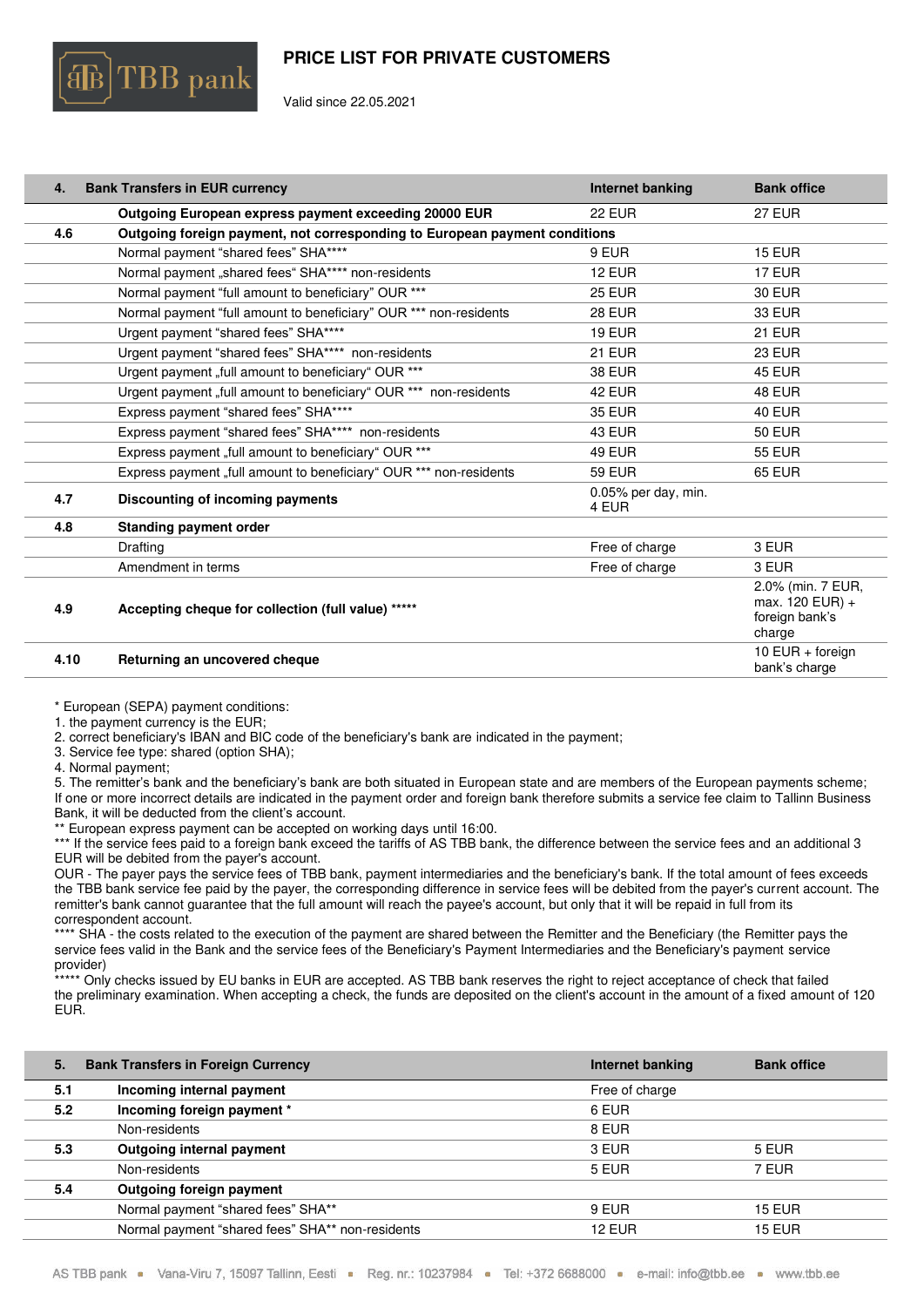# PRICE LIST FOR PRIVATE CUSTOMERS

Valid since 22.05.2021

| 4. | Bank Transfers in EUR currency | Internet banking | Bank office |
|---|---|---|---|
| | **Outgoing European express payment exceeding 20000 EUR** | 22 EUR | 27 EUR |
| **4.6** | **Outgoing foreign payment, not corresponding to European payment conditions** | | |
| | Normal payment "shared fees" SHA**** | 9 EUR | 15 EUR |
| | Normal payment „shared fees" SHA**** non-residents | 12 EUR | 17 EUR |
| | Normal payment "full amount to beneficiary" OUR *** | 25 EUR | 30 EUR |
| | Normal payment "full amount to beneficiary" OUR *** non-residents | 28 EUR | 33 EUR |
| | Urgent payment "shared fees" SHA**** | 19 EUR | 21 EUR |
| | Urgent payment "shared fees" SHA**** non-residents | 21 EUR | 23 EUR |
| | Urgent payment „full amount to beneficiary" OUR *** | 38 EUR | 45 EUR |
| | Urgent payment „full amount to beneficiary" OUR *** non-residents | 42 EUR | 48 EUR |
| | Express payment "shared fees" SHA**** | 35 EUR | 40 EUR |
| | Express payment "shared fees" SHA**** non-residents | 43 EUR | 50 EUR |
| | Express payment „full amount to beneficiary" OUR *** | 49 EUR | 55 EUR |
| | Express payment „full amount to beneficiary" OUR *** non-residents | 59 EUR | 65 EUR |
| **4.7** | **Discounting of incoming payments** | 0.05% per day, min. 4 EUR | |
| **4.8** | **Standing payment order** | | |
| | Drafting | Free of charge | 3 EUR |
| | Amendment in terms | Free of charge | 3 EUR |
| **4.9** | **Accepting cheque for collection (full value) ******* | | 2.0% (min. 7 EUR, max. 120 EUR) + foreign bank's charge |
| **4.10** | **Returning an uncovered cheque** | | 10 EUR + foreign bank's charge |

\* European (SEPA) payment conditions:
1. the payment currency is the EUR;
2. correct beneficiary's IBAN and BIC code of the beneficiary's bank are indicated in the payment;
3. Service fee type: shared (option SHA);
4. Normal payment;
5. The remitter's bank and the beneficiary's bank are both situated in European state and are members of the European payments scheme;

If one or more incorrect details are indicated in the payment order and foreign bank therefore submits a service fee claim to Tallinn Business Bank, it will be deducted from the client's account.

** European express payment can be accepted on working days until 16:00.

*** If the service fees paid to a foreign bank exceed the tariffs of AS TBB bank, the difference between the service fees and an additional 3 EUR will be debited from the payer's account.

OUR - The payer pays the service fees of TBB bank, payment intermediaries and the beneficiary's bank. If the total amount of fees exceeds the TBB bank service fee paid by the payer, the corresponding difference in service fees will be debited from the payer's current account. The remitter's bank cannot guarantee that the full amount will reach the payee's account, but only that it will be repaid in full from its correspondent account.

**** SHA - the costs related to the execution of the payment are shared between the Remitter and the Beneficiary (the Remitter pays the service fees valid in the Bank and the service fees of the Beneficiary's Payment Intermediaries and the Beneficiary's payment service provider)

***** Only checks issued by EU banks in EUR are accepted. AS TBB bank reserves the right to reject acceptance of check that failed the preliminary examination. When accepting a check, the funds are deposited on the client's account in the amount of a fixed amount of 120 EUR.

| 5. | Bank Transfers in Foreign Currency | Internet banking | Bank office |
|---|---|---|---|
| **5.1** | **Incoming internal payment** | Free of charge | |
| **5.2** | **Incoming foreign payment *** | 6 EUR | |
| | Non-residents | 8 EUR | |
| **5.3** | **Outgoing internal payment** | 3 EUR | 5 EUR |
| | Non-residents | 5 EUR | 7 EUR |
| **5.4** | **Outgoing foreign payment** | | |
| | Normal payment "shared fees" SHA** | 9 EUR | 15 EUR |
| | Normal payment "shared fees" SHA** non-residents | 12 EUR | 15 EUR |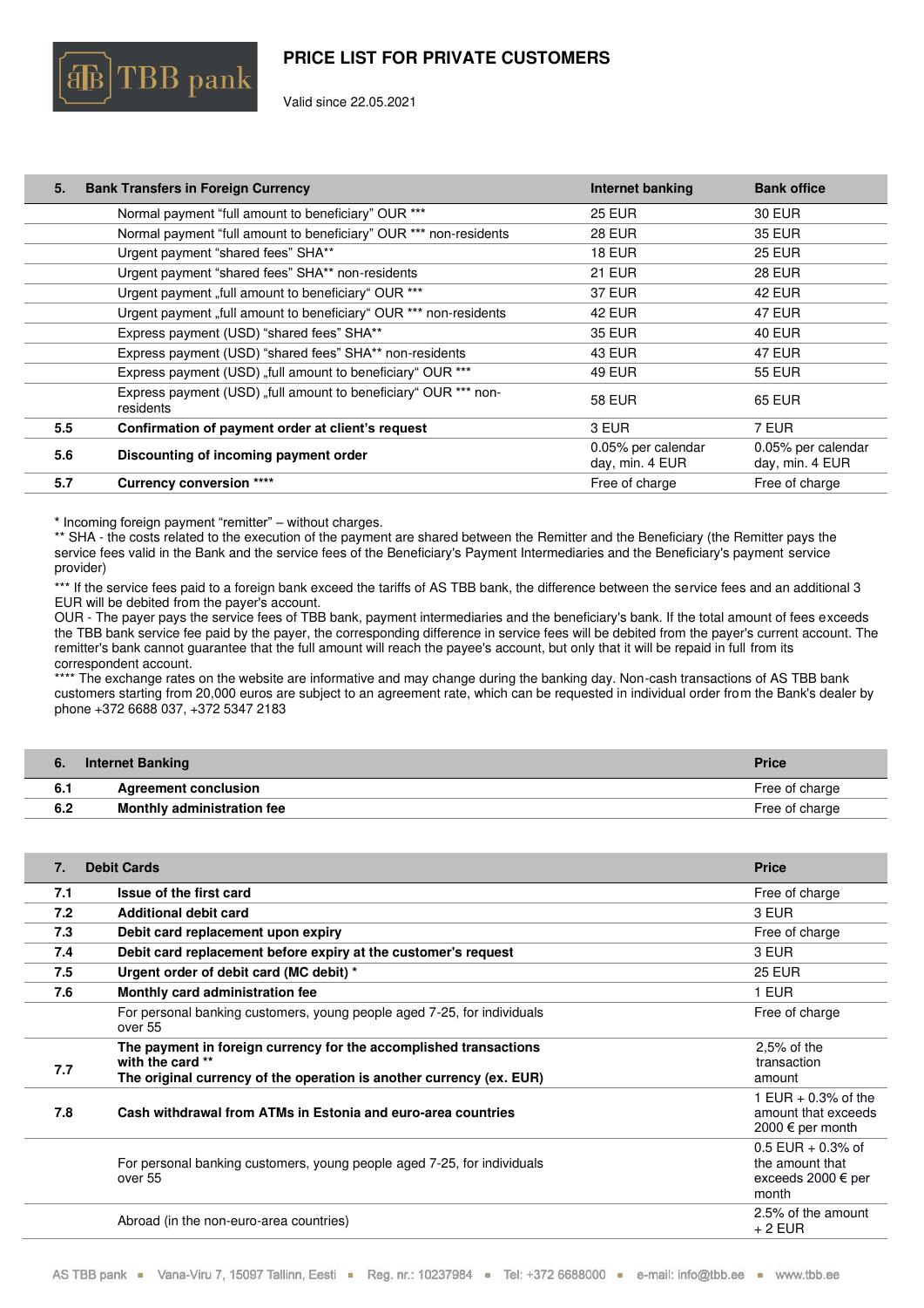# PRICE LIST FOR PRIVATE CUSTOMERS

Valid since 22.05.2021

| 5. | Bank Transfers in Foreign Currency | Internet banking | Bank office |
|---|---|---|---|
| | Normal payment "full amount to beneficiary" OUR *** | 25 EUR | 30 EUR |
| | Normal payment "full amount to beneficiary" OUR *** non-residents | 28 EUR | 35 EUR |
| | Urgent payment "shared fees" SHA** | 18 EUR | 25 EUR |
| | Urgent payment "shared fees" SHA** non-residents | 21 EUR | 28 EUR |
| | Urgent payment „full amount to beneficiary" OUR *** | 37 EUR | 42 EUR |
| | Urgent payment „full amount to beneficiary" OUR *** non-residents | 42 EUR | 47 EUR |
| | Express payment (USD) "shared fees" SHA** | 35 EUR | 40 EUR |
| | Express payment (USD) "shared fees" SHA** non-residents | 43 EUR | 47 EUR |
| | Express payment (USD) „full amount to beneficiary" OUR *** | 49 EUR | 55 EUR |
| | Express payment (USD) „full amount to beneficiary" OUR *** non-residents | 58 EUR | 65 EUR |
| **5.5** | **Confirmation of payment order at client's request** | 3 EUR | 7 EUR |
| **5.6** | **Discounting of incoming payment order** | 0.05% per calendar day, min. 4 EUR | 0.05% per calendar day, min. 4 EUR |
| **5.7** | **Currency conversion ****** | Free of charge | Free of charge |

* Incoming foreign payment "remitter" – without charges.

** SHA - the costs related to the execution of the payment are shared between the Remitter and the Beneficiary (the Remitter pays the service fees valid in the Bank and the service fees of the Beneficiary's Payment Intermediaries and the Beneficiary's payment service provider)

*** If the service fees paid to a foreign bank exceed the tariffs of AS TBB bank, the difference between the service fees and an additional 3 EUR will be debited from the payer's account.

OUR - The payer pays the service fees of TBB bank, payment intermediaries and the beneficiary's bank. If the total amount of fees exceeds the TBB bank service fee paid by the payer, the corresponding difference in service fees will be debited from the payer's current account. The remitter's bank cannot guarantee that the full amount will reach the payee's account, but only that it will be repaid in full from its correspondent account.

**** The exchange rates on the website are informative and may change during the banking day. Non-cash transactions of AS TBB bank customers starting from 20,000 euros are subject to an agreement rate, which can be requested in individual order from the Bank's dealer by phone +372 6688 037, +372 5347 2183

| 6. | Internet Banking | Price |
|---|---|---|
| **6.1** | **Agreement conclusion** | Free of charge |
| **6.2** | **Monthly administration fee** | Free of charge |

| 7. | Debit Cards | Price |
|---|---|---|
| **7.1** | **Issue of the first card** | Free of charge |
| **7.2** | **Additional debit card** | 3 EUR |
| **7.3** | **Debit card replacement upon expiry** | Free of charge |
| **7.4** | **Debit card replacement before expiry at the customer's request** | 3 EUR |
| **7.5** | **Urgent order of debit card (MC debit) *** | 25 EUR |
| **7.6** | **Monthly card administration fee** | 1 EUR |
| | For personal banking customers, young people aged 7-25, for individuals over 55 | Free of charge |
| **7.7** | **The payment in foreign currency for the accomplished transactions with the card ****<br>**The original currency of the operation is another currency (ex. EUR)** | 2,5% of the transaction amount |
| **7.8** | **Cash withdrawal from ATMs in Estonia and euro-area countries** | 1 EUR + 0.3% of the amount that exceeds 2000 € per month |
| | For personal banking customers, young people aged 7-25, for individuals over 55 | 0.5 EUR + 0.3% of the amount that exceeds 2000 € per month |
| | Abroad (in the non-euro-area countries) | 2.5% of the amount + 2 EUR |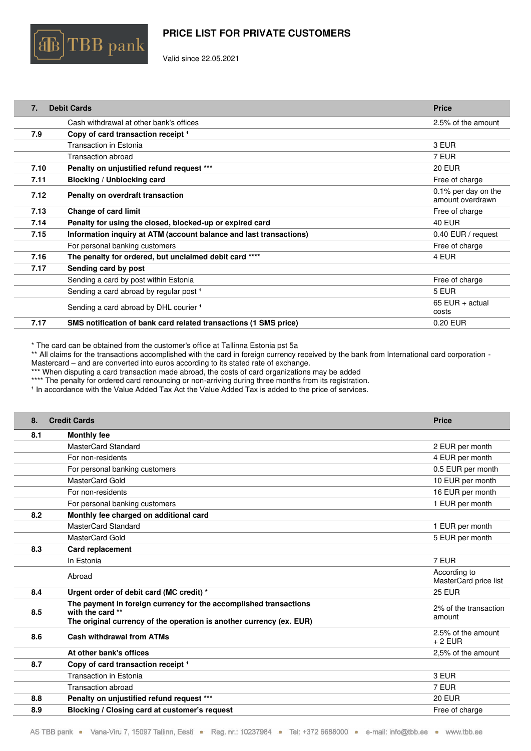# PRICE LIST FOR PRIVATE CUSTOMERS

Valid since 22.05.2021

| 7. | Debit Cards | Price |
|---|---|---|
| | Cash withdrawal at other bank's offices | 2.5% of the amount |
| **7.9** | **Copy of card transaction receipt [1]** | |
| | Transaction in Estonia | 3 EUR |
| | Transaction abroad | 7 EUR |
| **7.10** | **Penalty on unjustified refund request *** ** | 20 EUR |
| **7.11** | **Blocking / Unblocking card** | Free of charge |
| **7.12** | **Penalty on overdraft transaction** | 0.1% per day on the amount overdrawn |
| **7.13** | **Change of card limit** | Free of charge |
| **7.14** | **Penalty for using the closed, blocked-up or expired card** | 40 EUR |
| **7.15** | **Information inquiry at ATM (account balance and last transactions)** | 0.40 EUR / request |
| | For personal banking customers | Free of charge |
| **7.16** | **The penalty for ordered, but unclaimed debit card **** ** | 4 EUR |
| **7.17** | **Sending card by post** | |
| | Sending a card by post within Estonia | Free of charge |
| | Sending a card abroad by regular post [1] | 5 EUR |
| | Sending a card abroad by DHL courier [1] | 65 EUR + actual costs |
| **7.17** | **SMS notification of bank card related transactions (1 SMS price)** | 0.20 EUR |

\* The card can be obtained from the customer's office at Tallinna Estonia pst 5a
** All claims for the transactions accomplished with the card in foreign currency received by the bank from International card corporation - Mastercard – and are converted into euros according to its stated rate of exchange.
*** When disputing a card transaction made abroad, the costs of card organizations may be added
**** The penalty for ordered card renouncing or non-arriving during three months from its registration.
[1] In accordance with the Value Added Tax Act the Value Added Tax is added to the price of services.

| 8. | Credit Cards | Price |
|---|---|---|
| **8.1** | **Monthly fee** | |
| | MasterCard Standard | 2 EUR per month |
| | For non-residents | 4 EUR per month |
| | For personal banking customers | 0.5 EUR per month |
| | MasterCard Gold | 10 EUR per month |
| | For non-residents | 16 EUR per month |
| | For personal banking customers | 1 EUR per month |
| **8.2** | **Monthly fee charged on additional card** | |
| | MasterCard Standard | 1 EUR per month |
| | MasterCard Gold | 5 EUR per month |
| **8.3** | **Card replacement** | |
| | In Estonia | 7 EUR |
| | Abroad | According to MasterCard price list |
| **8.4** | **Urgent order of debit card (MC credit) *** | 25 EUR |
| **8.5** | **The payment in foreign currency for the accomplished transactions with the card ** The original currency of the operation is another currency (ex. EUR)** | 2% of the transaction amount |
| **8.6** | **Cash withdrawal from ATMs** | 2.5% of the amount + 2 EUR |
| | **At other bank's offices** | 2,5% of the amount |
| **8.7** | **Copy of card transaction receipt [1]** | |
| | Transaction in Estonia | 3 EUR |
| | Transaction abroad | 7 EUR |
| **8.8** | **Penalty on unjustified refund request *** ** | 20 EUR |
| **8.9** | **Blocking / Closing card at customer's request** | Free of charge |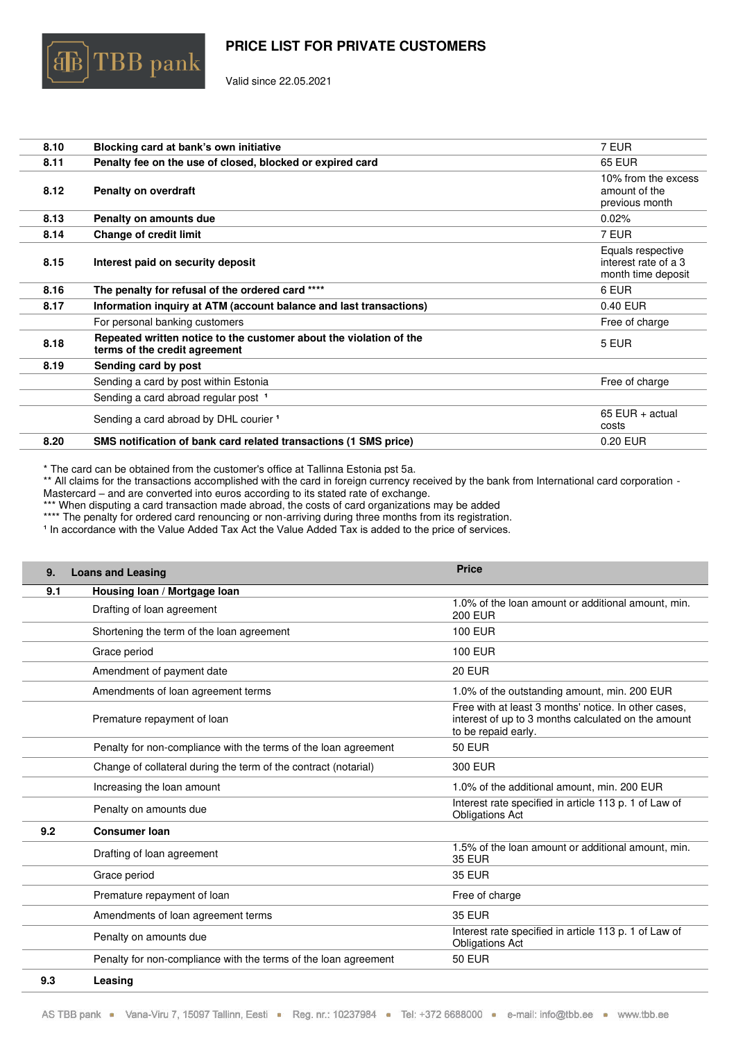| | | |
|---|---|---|
| **8.10** | **Blocking card at bank's own initiative** | 7 EUR |
| **8.11** | **Penalty fee on the use of closed, blocked or expired card** | 65 EUR |
| **8.12** | **Penalty on overdraft** | 10% from the excess amount of the previous month |
| **8.13** | **Penalty on amounts due** | 0.02% |
| **8.14** | **Change of credit limit** | 7 EUR |
| **8.15** | **Interest paid on security deposit** | Equals respective interest rate of a 3 month time deposit |
| **8.16** | **The penalty for refusal of the ordered card** **** | 6 EUR |
| **8.17** | **Information inquiry at ATM (account balance and last transactions)** | 0.40 EUR |
| | For personal banking customers | Free of charge |
| **8.18** | **Repeated written notice to the customer about the violation of the terms of the credit agreement** | 5 EUR |
| **8.19** | **Sending card by post** | |
| | Sending a card by post within Estonia | Free of charge |
| | Sending a card abroad regular post [1] | |
| | Sending a card abroad by DHL courier [1] | 65 EUR + actual costs |
| **8.20** | **SMS notification of bank card related transactions (1 SMS price)** | 0.20 EUR |

\* The card can be obtained from the customer's office at Tallinna Estonia pst 5a.
** All claims for the transactions accomplished with the card in foreign currency received by the bank from International card corporation - Mastercard – and are converted into euros according to its stated rate of exchange.
*** When disputing a card transaction made abroad, the costs of card organizations may be added
**** The penalty for ordered card renouncing or non-arriving during three months from its registration.
[1] In accordance with the Value Added Tax Act the Value Added Tax is added to the price of services.

| **9.** | **Loans and Leasing** | **Price** |
|---|---|---|
| **9.1** | **Housing loan / Mortgage loan** | |
| | Drafting of loan agreement | 1.0% of the loan amount or additional amount, min. 200 EUR |
| | Shortening the term of the loan agreement | 100 EUR |
| | Grace period | 100 EUR |
| | Amendment of payment date | 20 EUR |
| | Amendments of loan agreement terms | 1.0% of the outstanding amount, min. 200 EUR |
| | Premature repayment of loan | Free with at least 3 months' notice. In other cases, interest of up to 3 months calculated on the amount to be repaid early. |
| | Penalty for non-compliance with the terms of the loan agreement | 50 EUR |
| | Change of collateral during the term of the contract (notarial) | 300 EUR |
| | Increasing the loan amount | 1.0% of the additional amount, min. 200 EUR |
| | Penalty on amounts due | Interest rate specified in article 113 p. 1 of Law of Obligations Act |
| **9.2** | **Consumer loan** | |
| | Drafting of loan agreement | 1.5% of the loan amount or additional amount, min. 35 EUR |
| | Grace period | 35 EUR |
| | Premature repayment of loan | Free of charge |
| | Amendments of loan agreement terms | 35 EUR |
| | Penalty on amounts due | Interest rate specified in article 113 p. 1 of Law of Obligations Act |
| | Penalty for non-compliance with the terms of the loan agreement | 50 EUR |
| **9.3** | **Leasing** | |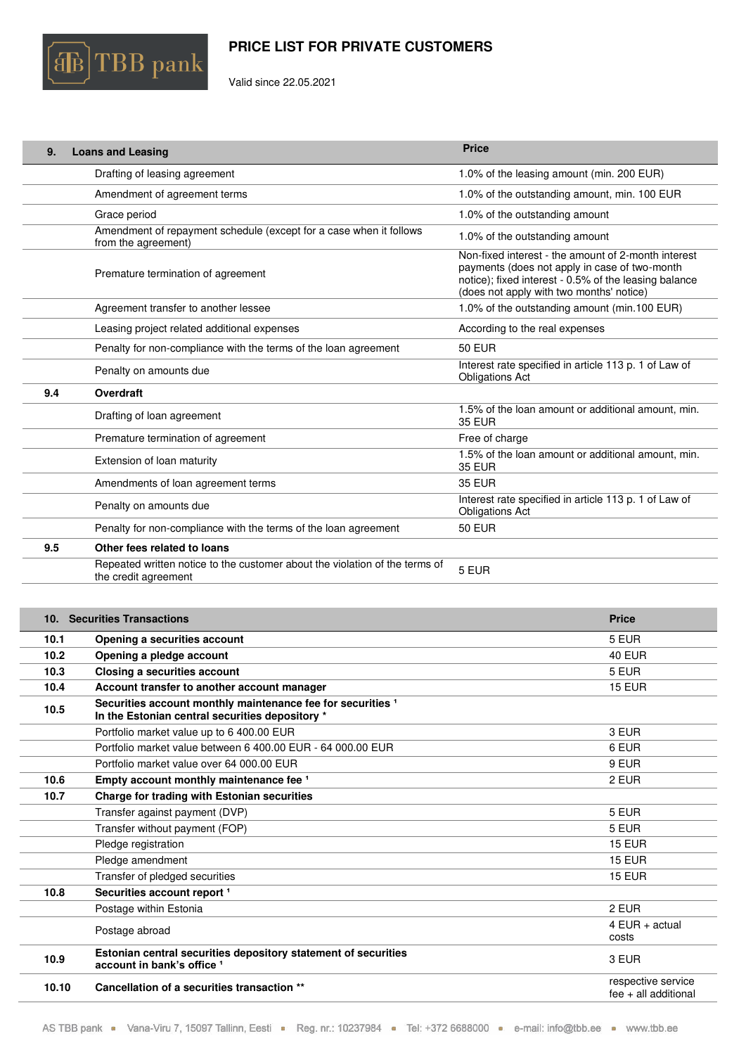# PRICE LIST FOR PRIVATE CUSTOMERS

Valid since 22.05.2021

| 9. | Loans and Leasing | Price |
|---|---|---|
| | Drafting of leasing agreement | 1.0% of the leasing amount (min. 200 EUR) |
| | Amendment of agreement terms | 1.0% of the outstanding amount, min. 100 EUR |
| | Grace period | 1.0% of the outstanding amount |
| | Amendment of repayment schedule (except for a case when it follows from the agreement) | 1.0% of the outstanding amount |
| | Premature termination of agreement | Non-fixed interest - the amount of 2-month interest payments (does not apply in case of two-month notice); fixed interest - 0.5% of the leasing balance (does not apply with two months' notice) |
| | Agreement transfer to another lessee | 1.0% of the outstanding amount (min.100 EUR) |
| | Leasing project related additional expenses | According to the real expenses |
| | Penalty for non-compliance with the terms of the loan agreement | 50 EUR |
| | Penalty on amounts due | Interest rate specified in article 113 p. 1 of Law of Obligations Act |
| **9.4** | **Overdraft** | |
| | Drafting of loan agreement | 1.5% of the loan amount or additional amount, min. 35 EUR |
| | Premature termination of agreement | Free of charge |
| | Extension of loan maturity | 1.5% of the loan amount or additional amount, min. 35 EUR |
| | Amendments of loan agreement terms | 35 EUR |
| | Penalty on amounts due | Interest rate specified in article 113 p. 1 of Law of Obligations Act |
| | Penalty for non-compliance with the terms of the loan agreement | 50 EUR |
| **9.5** | **Other fees related to loans** | |
| | Repeated written notice to the customer about the violation of the terms of the credit agreement | 5 EUR |

| 10. | Securities Transactions | Price |
|---|---|---|
| **10.1** | **Opening a securities account** | 5 EUR |
| **10.2** | **Opening a pledge account** | 40 EUR |
| **10.3** | **Closing a securities account** | 5 EUR |
| **10.4** | **Account transfer to another account manager** | 15 EUR |
| **10.5** | **Securities account monthly maintenance fee for securities [1] In the Estonian central securities depository *** | |
| | Portfolio market value up to 6 400.00 EUR | 3 EUR |
| | Portfolio market value between 6 400.00 EUR - 64 000.00 EUR | 6 EUR |
| | Portfolio market value over 64 000.00 EUR | 9 EUR |
| **10.6** | **Empty account monthly maintenance fee [1]** | 2 EUR |
| **10.7** | **Charge for trading with Estonian securities** | |
| | Transfer against payment (DVP) | 5 EUR |
| | Transfer without payment (FOP) | 5 EUR |
| | Pledge registration | 15 EUR |
| | Pledge amendment | 15 EUR |
| | Transfer of pledged securities | 15 EUR |
| **10.8** | **Securities account report [1]** | |
| | Postage within Estonia | 2 EUR |
| | Postage abroad | 4 EUR + actual costs |
| **10.9** | **Estonian central securities depository statement of securities account in bank's office [1]** | 3 EUR |
| **10.10** | **Cancellation of a securities transaction **** | respective service fee + all additional |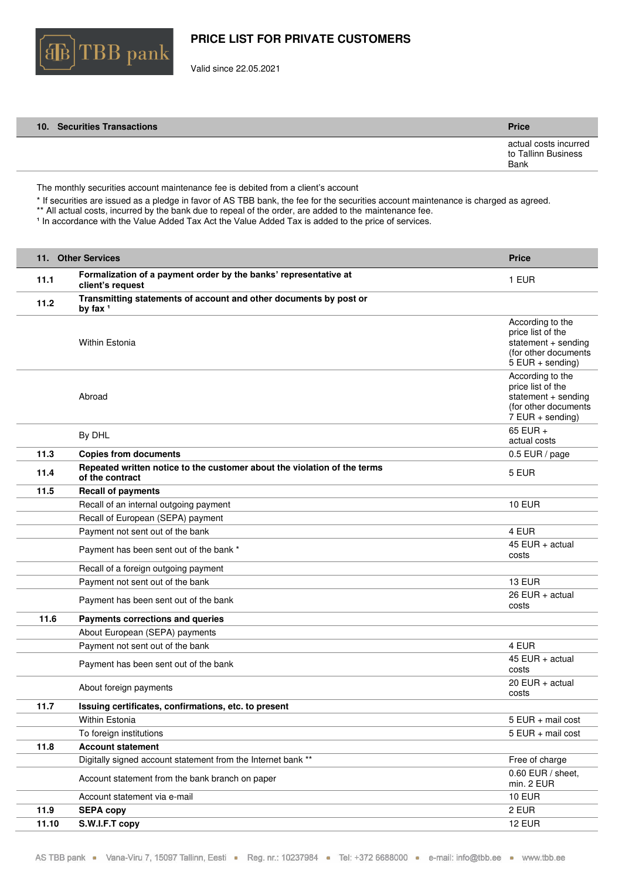# PRICE LIST FOR PRIVATE CUSTOMERS

Valid since 22.05.2021

| 10. Securities Transactions | Price |
|---|---|
| | actual costs incurred to Tallinn Business Bank |

The monthly securities account maintenance fee is debited from a client's account

* If securities are issued as a pledge in favor of AS TBB bank, the fee for the securities account maintenance is charged as agreed.
** All actual costs, incurred by the bank due to repeal of the order, are added to the maintenance fee.
[1] In accordance with the Value Added Tax Act the Value Added Tax is added to the price of services.

| 11. | Other Services | Price |
|---|---|---|
| 11.1 | **Formalization of a payment order by the banks' representative at client's request** | 1 EUR |
| 11.2 | **Transmitting statements of account and other documents by post or by fax [1]** | |
| | Within Estonia | According to the price list of the statement + sending (for other documents 5 EUR + sending) |
| | Abroad | According to the price list of the statement + sending (for other documents 7 EUR + sending) |
| | By DHL | 65 EUR + actual costs |
| 11.3 | **Copies from documents** | 0.5 EUR / page |
| 11.4 | **Repeated written notice to the customer about the violation of the terms of the contract** | 5 EUR |
| 11.5 | **Recall of payments** | |
| | Recall of an internal outgoing payment | 10 EUR |
| | Recall of European (SEPA) payment | |
| | Payment not sent out of the bank | 4 EUR |
| | Payment has been sent out of the bank * | 45 EUR + actual costs |
| | Recall of a foreign outgoing payment | |
| | Payment not sent out of the bank | 13 EUR |
| | Payment has been sent out of the bank | 26 EUR + actual costs |
| 11.6 | **Payments corrections and queries** | |
| | About European (SEPA) payments | |
| | Payment not sent out of the bank | 4 EUR |
| | Payment has been sent out of the bank | 45 EUR + actual costs |
| | About foreign payments | 20 EUR + actual costs |
| 11.7 | **Issuing certificates, confirmations, etc. to present** | |
| | Within Estonia | 5 EUR + mail cost |
| | To foreign institutions | 5 EUR + mail cost |
| 11.8 | **Account statement** | |
| | Digitally signed account statement from the Internet bank ** | Free of charge |
| | Account statement from the bank branch on paper | 0.60 EUR / sheet, min. 2 EUR |
| | Account statement via e-mail | 10 EUR |
| 11.9 | **SEPA copy** | 2 EUR |
| 11.10 | **S.W.I.F.T copy** | 12 EUR |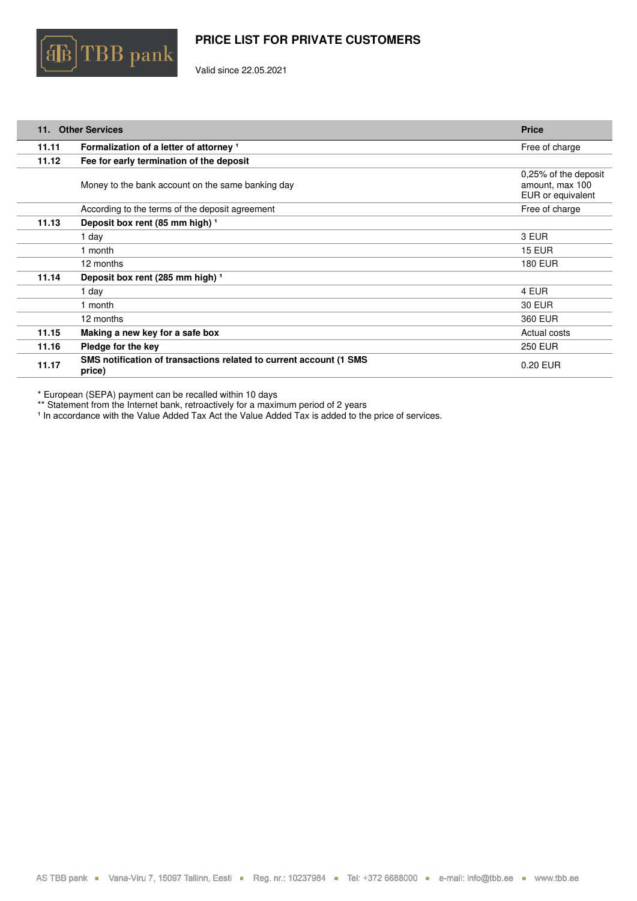# PRICE LIST FOR PRIVATE CUSTOMERS

Valid since 22.05.2021

| 11. | Other Services | Price |
|---|---|---|
| **11.11** | **Formalization of a letter of attorney [1]** | Free of charge |
| **11.12** | **Fee for early termination of the deposit** | |
| | Money to the bank account on the same banking day | 0,25% of the deposit amount, max 100 EUR or equivalent |
| | According to the terms of the deposit agreement | Free of charge |
| **11.13** | **Deposit box rent (85 mm high) [1]** | |
| | 1 day | 3 EUR |
| | 1 month | 15 EUR |
| | 12 months | 180 EUR |
| **11.14** | **Deposit box rent (285 mm high) [1]** | |
| | 1 day | 4 EUR |
| | 1 month | 30 EUR |
| | 12 months | 360 EUR |
| **11.15** | **Making a new key for a safe box** | Actual costs |
| **11.16** | **Pledge for the key** | 250 EUR |
| **11.17** | **SMS notification of transactions related to current account (1 SMS price)** | 0.20 EUR |

\* European (SEPA) payment can be recalled within 10 days

\*\* Statement from the Internet bank, retroactively for a maximum period of 2 years

[1] In accordance with the Value Added Tax Act the Value Added Tax is added to the price of services.